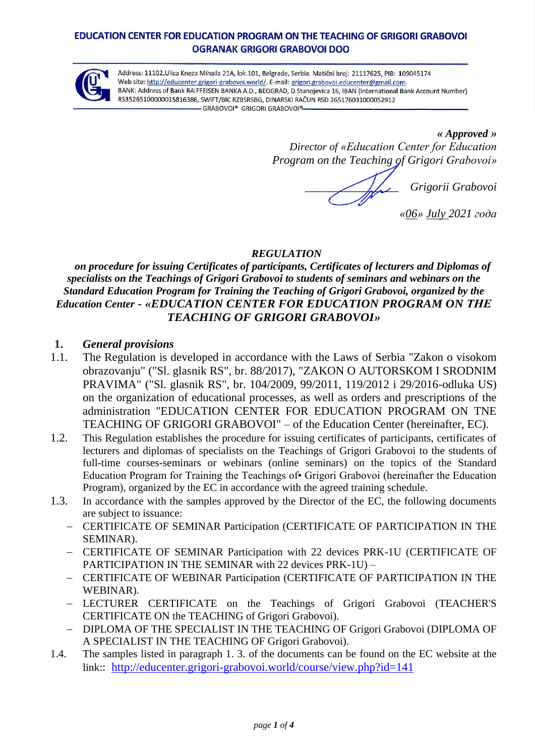**EDUCATION CENTER FOR EDUCATION PROGRAM ON THE TEACHING OF GRIGORI GRABOVOI**
**OGRANAK GRIGORI GRABOVOI DOO**

Address: 11102,Ulica Kneza Mihaila 21A, lok.101, Belgrade, Serbia. Matični broj: 21117625, PIB: 109045174
Web site: http://educenter.grigori-grabovoi.world/. E-mail: grigori.grabovoi.educenter@gmail.com.
BANK: Address of Bank RAIFFEISEN BANKA A.D., BEOGRAD, D.Stanojevica 16, IBAN (International Bank Account Number) RS35265100000015816386, SWIFT/BIC RZBSRSBG, DINARSKI RAČUN RSD 265176031000052912
GRABOVOI® GRIGORI GRABOVOI®

*« Approved »*
*Director of «Education Center for Education Program on the Teaching of Grigori Grabovoi»*

*Grigorii Grabovoi*

*«06» July 2021 года*

***REGULATION***

***on procedure for issuing Certificates of participants, Certificates of lecturers and Diplomas of specialists on the Teachings of Grigori Grabovoi to students of seminars and webinars on the Standard Education Program for Training the Teaching of Grigori Grabovoi, organized by the Education Center - «EDUCATION CENTER FOR EDUCATION PROGRAM ON THE TEACHING OF GRIGORI GRABOVOI»***

## 1. *General provisions*

1.1. The Regulation is developed in accordance with the Laws of Serbia "Zakon o visokom obrazovanju" ("Sl. glasnik RS", br. 88/2017), "ZAKON O AUTORSKOM I SRODNIM PRAVIMA" ("Sl. glasnik RS", br. 104/2009, 99/2011, 119/2012 i 29/2016-odluka US) on the organization of educational processes, as well as orders and prescriptions of the administration "EDUCATION CENTER FOR EDUCATION PROGRAM ON TNE TEACHING OF GRIGORI GRABOVOI" – of the Education Center (hereinafter, EC).

1.2. This Regulation establishes the procedure for issuing certificates of participants, certificates of lecturers and diplomas of specialists on the Teachings of Grigori Grabovoi to the students of full-time courses-seminars or webinars (online seminars) on the topics of the Standard Education Program for Training the Teachings of• Grigori Grabovoi (hereinafter the Education Program), organized by the EC in accordance with the agreed training schedule.

1.3. In accordance with the samples approved by the Director of the EC, the following documents are subject to issuance:

- CERTIFICATE OF SEMINAR Participation (CERTIFICATE OF PARTICIPATION IN THE SEMINAR).
- CERTIFICATE OF SEMINAR Participation with 22 devices PRK-1U (CERTIFICATE OF PARTICIPATION IN THE SEMINAR with 22 devices PRK-1U) –
- CERTIFICATE OF WEBINAR Participation (CERTIFICATE OF PARTICIPATION IN THE WEBINAR).
- LECTURER CERTIFICATE on the Teachings of Grigori Grabovoi (TEACHER'S CERTIFICATE ON the TEACHING of Grigori Grabovoi).
- DIPLOMA OF THE SPECIALIST IN THE TEACHING OF Grigori Grabovoi (DIPLOMA OF A SPECIALIST IN THE TEACHING OF Grigori Grabovoi).

1.4. The samples listed in paragraph 1. 3. of the documents can be found on the EC website at the link:: http://educenter.grigori-grabovoi.world/course/view.php?id=141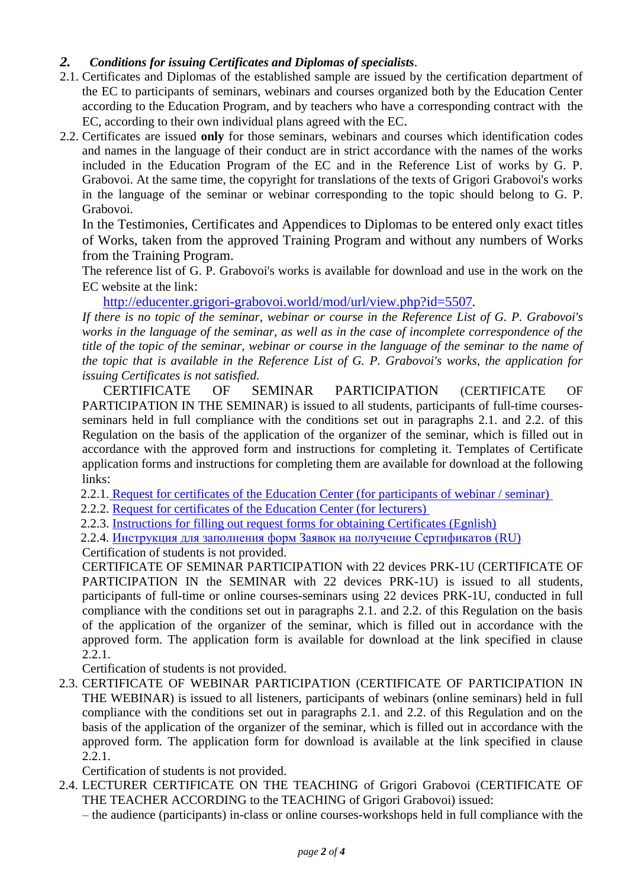## 2. *Conditions for issuing Certificates and Diplomas of specialists.*

2.1. Certificates and Diplomas of the established sample are issued by the certification department of the EC to participants of seminars, webinars and courses organized both by the Education Center according to the Education Program, and by teachers who have a corresponding contract with the EC, according to their own individual plans agreed with the EC.

2.2. Certificates are issued **only** for those seminars, webinars and courses which identification codes and names in the language of their conduct are in strict accordance with the names of the works included in the Education Program of the EC and in the Reference List of works by G. P. Grabovoi. At the same time, the copyright for translations of the texts of Grigori Grabovoi's works in the language of the seminar or webinar corresponding to the topic should belong to G. P. Grabovoi.

In the Testimonies, Certificates and Appendices to Diplomas to be entered only exact titles of Works, taken from the approved Training Program and without any numbers of Works from the Training Program.

The reference list of G. P. Grabovoi's works is available for download and use in the work on the EC website at the link:

http://educenter.grigori-grabovoi.world/mod/url/view.php?id=5507.

*If there is no topic of the seminar, webinar or course in the Reference List of G. P. Grabovoi's works in the language of the seminar, as well as in the case of incomplete correspondence of the title of the topic of the seminar, webinar or course in the language of the seminar to the name of the topic that is available in the Reference List of G. P. Grabovoi's works, the application for issuing Certificates is not satisfied.*

CERTIFICATE OF SEMINAR PARTICIPATION (CERTIFICATE OF PARTICIPATION IN THE SEMINAR) is issued to all students, participants of full-time courses-seminars held in full compliance with the conditions set out in paragraphs 2.1. and 2.2. of this Regulation on the basis of the application of the organizer of the seminar, which is filled out in accordance with the approved form and instructions for completing it. Templates of Certificate application forms and instructions for completing them are available for download at the following links:

2.2.1. Request for certificates of the Education Center (for participants of webinar / seminar)

2.2.2. Request for certificates of the Education Center (for lecturers)

2.2.3. Instructions for filling out request forms for obtaining Certificates (Egnlish)

2.2.4. Инструкция для заполнения форм Заявок на получение Сертификатов (RU)

Certification of students is not provided.

CERTIFICATE OF SEMINAR PARTICIPATION with 22 devices PRK-1U (CERTIFICATE OF PARTICIPATION IN the SEMINAR with 22 devices PRK-1U) is issued to all students, participants of full-time or online courses-seminars using 22 devices PRK-1U, conducted in full compliance with the conditions set out in paragraphs 2.1. and 2.2. of this Regulation on the basis of the application of the organizer of the seminar, which is filled out in accordance with the approved form. The application form is available for download at the link specified in clause 2.2.1.

Certification of students is not provided.

2.3. CERTIFICATE OF WEBINAR PARTICIPATION (CERTIFICATE OF PARTICIPATION IN THE WEBINAR) is issued to all listeners, participants of webinars (online seminars) held in full compliance with the conditions set out in paragraphs 2.1. and 2.2. of this Regulation and on the basis of the application of the organizer of the seminar, which is filled out in accordance with the approved form. The application form for download is available at the link specified in clause 2.2.1.

Certification of students is not provided.

2.4. LECTURER CERTIFICATE ON THE TEACHING of Grigori Grabovoi (CERTIFICATE OF THE TEACHER ACCORDING to the TEACHING of Grigori Grabovoi) issued:

– the audience (participants) in-class or online courses-workshops held in full compliance with the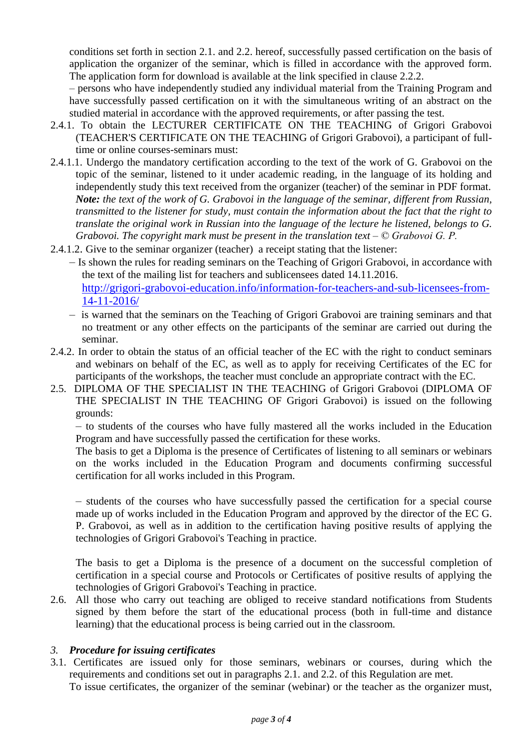conditions set forth in section 2.1. and 2.2. hereof, successfully passed certification on the basis of application the organizer of the seminar, which is filled in accordance with the approved form. The application form for download is available at the link specified in clause 2.2.2.

– persons who have independently studied any individual material from the Training Program and have successfully passed certification on it with the simultaneous writing of an abstract on the studied material in accordance with the approved requirements, or after passing the test.

2.4.1. To obtain the LECTURER CERTIFICATE ON THE TEACHING of Grigori Grabovoi (TEACHER'S CERTIFICATE ON THE TEACHING of Grigori Grabovoi), a participant of full-time or online courses-seminars must:

2.4.1.1. Undergo the mandatory certification according to the text of the work of G. Grabovoi on the topic of the seminar, listened to it under academic reading, in the language of its holding and independently study this text received from the organizer (teacher) of the seminar in PDF format. ***Note:*** *the text of the work of G. Grabovoi in the language of the seminar, different from Russian, transmitted to the listener for study, must contain the information about the fact that the right to translate the original work in Russian into the language of the lecture he listened, belongs to G. Grabovoi. The copyright mark must be present in the translation text – © Grabovoi G. P.*

2.4.1.2. Give to the seminar organizer (teacher) a receipt stating that the listener:

– Is shown the rules for reading seminars on the Teaching of Grigori Grabovoi, in accordance with the text of the mailing list for teachers and sublicensees dated 14.11.2016. http://grigori-grabovoi-education.info/information-for-teachers-and-sub-licensees-from-14-11-2016/

– is warned that the seminars on the Teaching of Grigori Grabovoi are training seminars and that no treatment or any other effects on the participants of the seminar are carried out during the seminar.

2.4.2. In order to obtain the status of an official teacher of the EC with the right to conduct seminars and webinars on behalf of the EC, as well as to apply for receiving Certificates of the EC for participants of the workshops, the teacher must conclude an appropriate contract with the EC.

2.5. DIPLOMA OF THE SPECIALIST IN THE TEACHING of Grigori Grabovoi (DIPLOMA OF THE SPECIALIST IN THE TEACHING OF Grigori Grabovoi) is issued on the following grounds:

– to students of the courses who have fully mastered all the works included in the Education Program and have successfully passed the certification for these works.

The basis to get a Diploma is the presence of Certificates of listening to all seminars or webinars on the works included in the Education Program and documents confirming successful certification for all works included in this Program.

– students of the courses who have successfully passed the certification for a special course made up of works included in the Education Program and approved by the director of the EC G. P. Grabovoi, as well as in addition to the certification having positive results of applying the technologies of Grigori Grabovoi's Teaching in practice.

The basis to get a Diploma is the presence of a document on the successful completion of certification in a special course and Protocols or Certificates of positive results of applying the technologies of Grigori Grabovoi's Teaching in practice.

2.6. All those who carry out teaching are obliged to receive standard notifications from Students signed by them before the start of the educational process (both in full-time and distance learning) that the educational process is being carried out in the classroom.

## *3. Procedure for issuing certificates*

3.1. Certificates are issued only for those seminars, webinars or courses, during which the requirements and conditions set out in paragraphs 2.1. and 2.2. of this Regulation are met.

To issue certificates, the organizer of the seminar (webinar) or the teacher as the organizer must,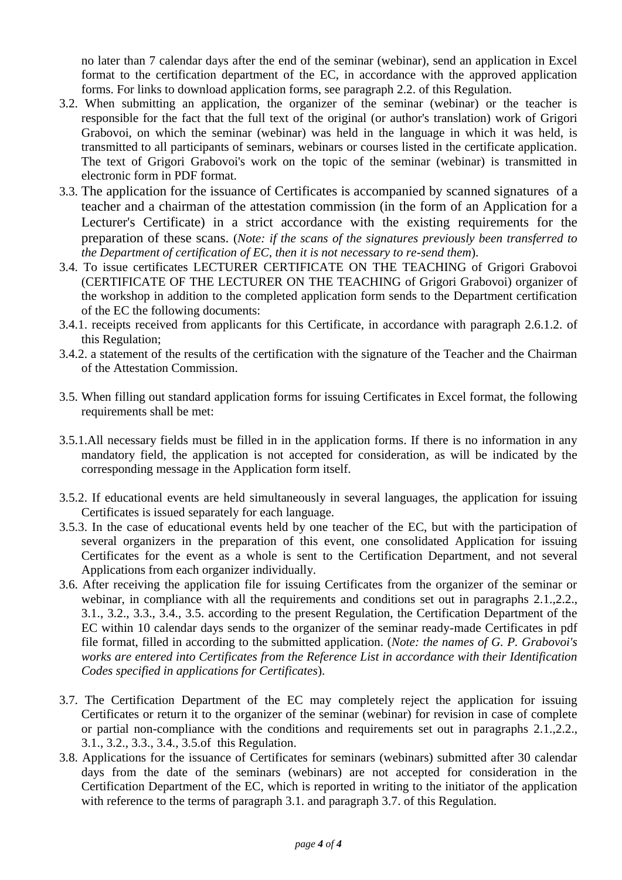no later than 7 calendar days after the end of the seminar (webinar), send an application in Excel format to the certification department of the EC, in accordance with the approved application forms. For links to download application forms, see paragraph 2.2. of this Regulation.

3.2. When submitting an application, the organizer of the seminar (webinar) or the teacher is responsible for the fact that the full text of the original (or author's translation) work of Grigori Grabovoi, on which the seminar (webinar) was held in the language in which it was held, is transmitted to all participants of seminars, webinars or courses listed in the certificate application. The text of Grigori Grabovoi's work on the topic of the seminar (webinar) is transmitted in electronic form in PDF format.

3.3. The application for the issuance of Certificates is accompanied by scanned signatures of a teacher and a chairman of the attestation commission (in the form of an Application for a Lecturer's Certificate) in a strict accordance with the existing requirements for the preparation of these scans. (*Note: if the scans of the signatures previously been transferred to the Department of certification of EC, then it is not necessary to re-send them*).

3.4. To issue certificates LECTURER CERTIFICATE ON THE TEACHING of Grigori Grabovoi (CERTIFICATE OF THE LECTURER ON THE TEACHING of Grigori Grabovoi) organizer of the workshop in addition to the completed application form sends to the Department certification of the EC the following documents:

3.4.1. receipts received from applicants for this Certificate, in accordance with paragraph 2.6.1.2. of this Regulation;

3.4.2. a statement of the results of the certification with the signature of the Teacher and the Chairman of the Attestation Commission.

3.5. When filling out standard application forms for issuing Certificates in Excel format, the following requirements shall be met:

3.5.1.All necessary fields must be filled in in the application forms. If there is no information in any mandatory field, the application is not accepted for consideration, as will be indicated by the corresponding message in the Application form itself.

3.5.2. If educational events are held simultaneously in several languages, the application for issuing Certificates is issued separately for each language.

3.5.3. In the case of educational events held by one teacher of the EC, but with the participation of several organizers in the preparation of this event, one consolidated Application for issuing Certificates for the event as a whole is sent to the Certification Department, and not several Applications from each organizer individually.

3.6. After receiving the application file for issuing Certificates from the organizer of the seminar or webinar, in compliance with all the requirements and conditions set out in paragraphs 2.1.,2.2., 3.1., 3.2., 3.3., 3.4., 3.5. according to the present Regulation, the Certification Department of the EC within 10 calendar days sends to the organizer of the seminar ready-made Certificates in pdf file format, filled in according to the submitted application. (*Note: the names of G. P. Grabovoi's works are entered into Certificates from the Reference List in accordance with their Identification Codes specified in applications for Certificates*).

3.7. The Certification Department of the EC may completely reject the application for issuing Certificates or return it to the organizer of the seminar (webinar) for revision in case of complete or partial non-compliance with the conditions and requirements set out in paragraphs 2.1.,2.2., 3.1., 3.2., 3.3., 3.4., 3.5.of this Regulation.

3.8. Applications for the issuance of Certificates for seminars (webinars) submitted after 30 calendar days from the date of the seminars (webinars) are not accepted for consideration in the Certification Department of the EC, which is reported in writing to the initiator of the application with reference to the terms of paragraph 3.1. and paragraph 3.7. of this Regulation.